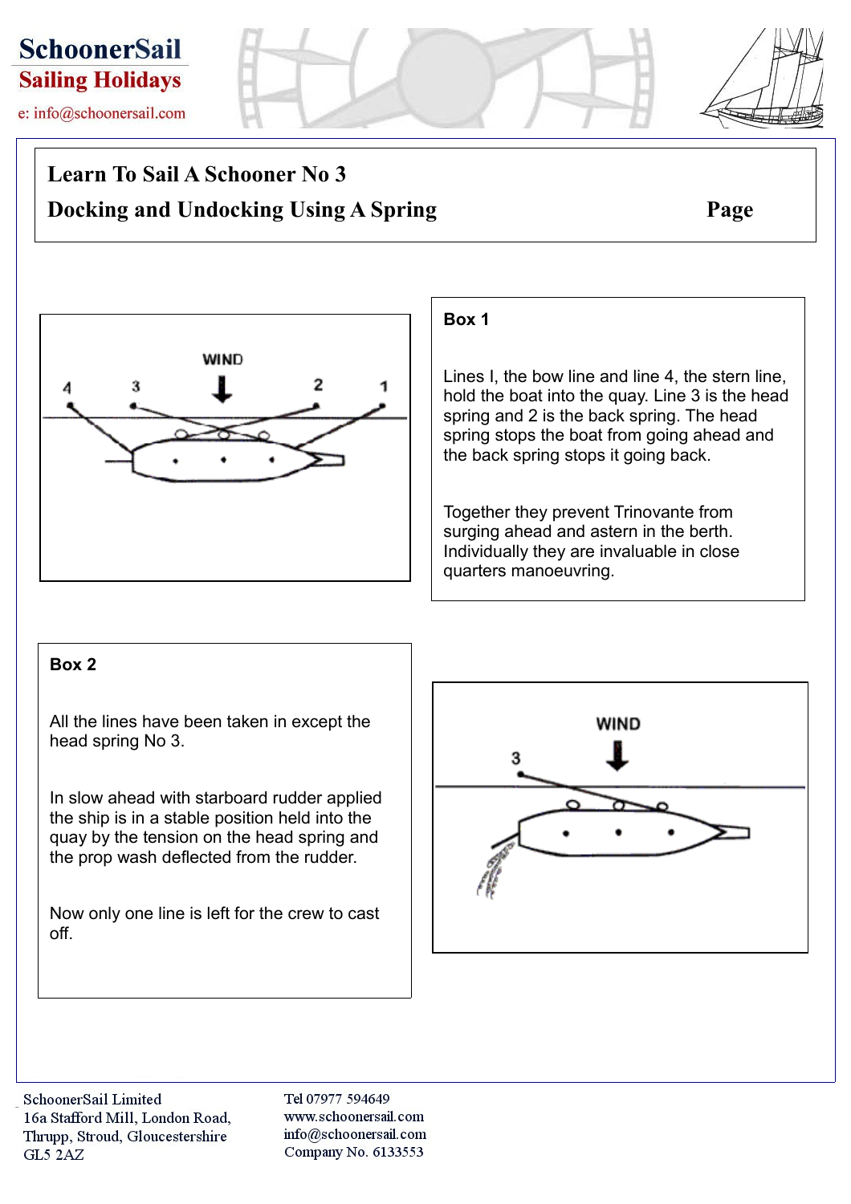# Learn To Sail A Schooner No 3

## Docking and Undocking Using A Spring

**Box 1**

Lines I, the bow line and line 4, the stern line, hold the boat into the quay. Line 3 is the head spring and 2 is the back spring. The head spring stops the boat from going ahead and the back spring stops it going back.

Together they prevent Trinovante from surging ahead and astern in the berth. Individually they are invaluable in close quarters manoeuvring.

**Box 2**

All the lines have been taken in except the head spring No 3.

In slow ahead with starboard rudder applied the ship is in a stable position held into the quay by the tension on the head spring and the prop wash deflected from the rudder.

Now only one line is left for the crew to cast off.

SchoonerSail Limited
16a Stafford Mill, London Road,
Thrupp, Stroud, Gloucestershire
GL5 2AZ

Tel 07977 594649
www.schoonersail.com
info@schoonersail.com
Company No. 6133553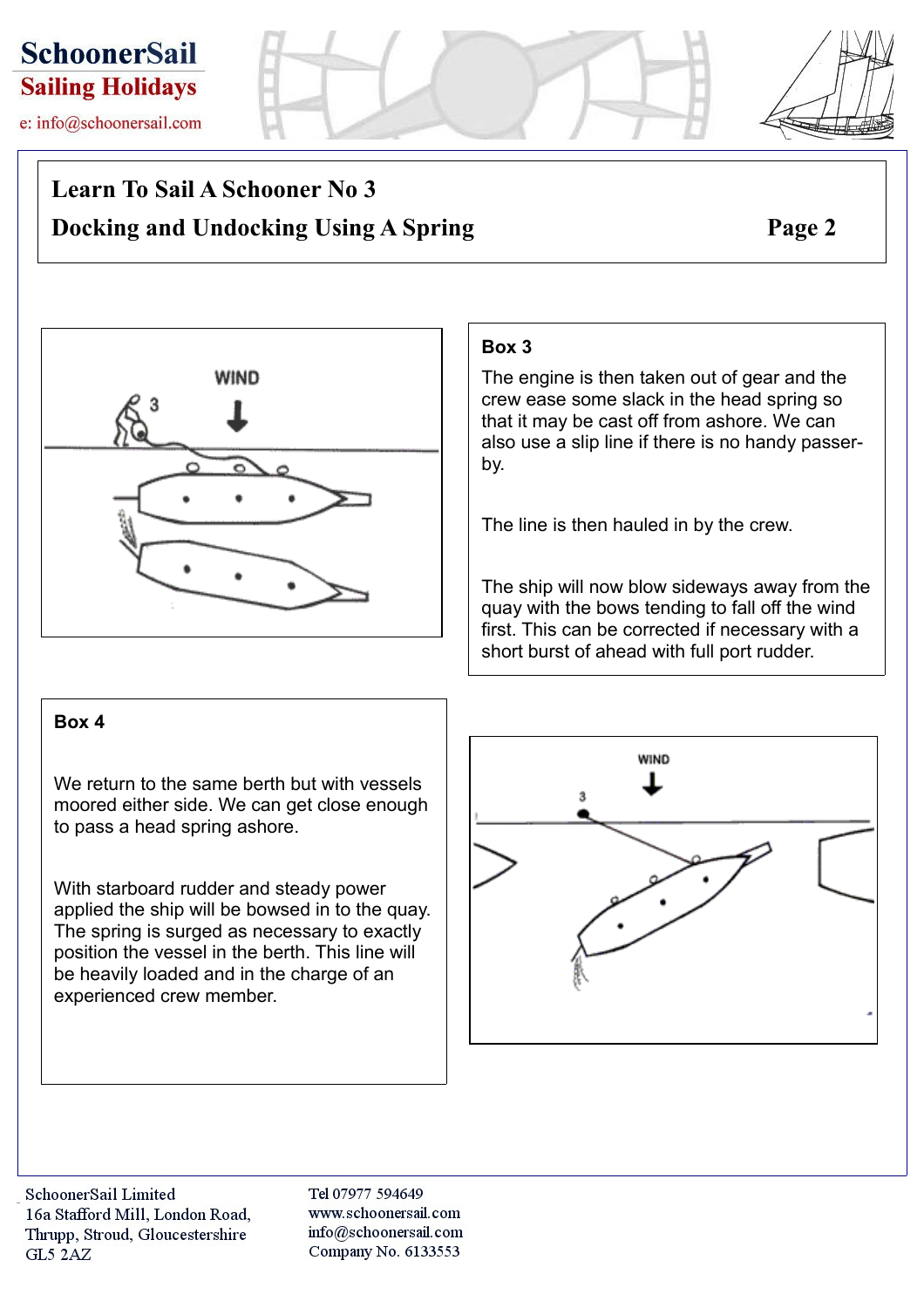**SchoonerSail**
**Sailing Holidays**
e: info@schoonersail.com

## Learn To Sail A Schooner No 3

## Docking and Undocking Using A Spring

WIND

3

### Box 3

The engine is then taken out of gear and the crew ease some slack in the head spring so that it may be cast off from ashore. We can also use a slip line if there is no handy passer-by.

The line is then hauled in by the crew.

The ship will now blow sideways away from the quay with the bows tending to fall off the wind first. This can be corrected if necessary with a short burst of ahead with full port rudder.

### Box 4

We return to the same berth but with vessels moored either side. We can get close enough to pass a head spring ashore.

With starboard rudder and steady power applied the ship will be bowsed in to the quay. The spring is surged as necessary to exactly position the vessel in the berth. This line will be heavily loaded and in the charge of an experienced crew member.

WIND

3

SchoonerSail Limited
16a Stafford Mill, London Road,
Thrupp, Stroud, Gloucestershire
GL5 2AZ

Tel 07977 594649
www.schoonersail.com
info@schoonersail.com
Company No. 6133553